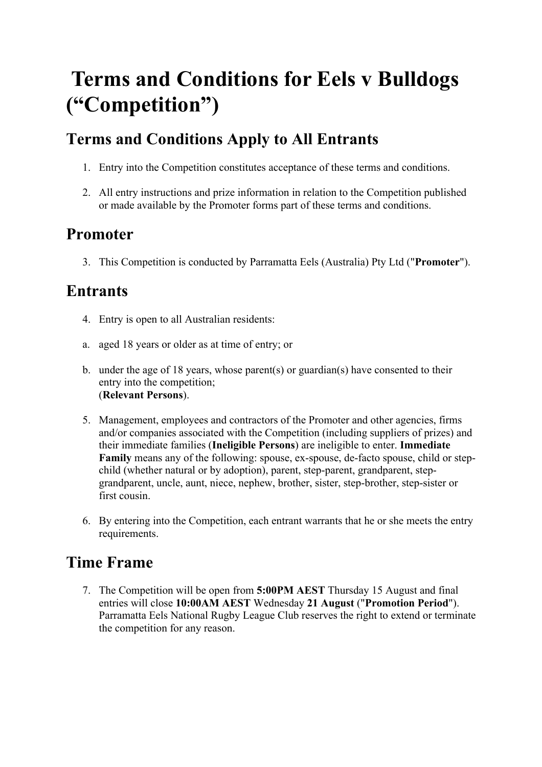# Terms and Conditions for Eels v Bulldogs ("Competition")

## Terms and Conditions Apply to All Entrants

1. Entry into the Competition constitutes acceptance of these terms and conditions.

2. All entry instructions and prize information in relation to the Competition published or made available by the Promoter forms part of these terms and conditions.

## Promoter

3. This Competition is conducted by Parramatta Eels (Australia) Pty Ltd ("**Promoter**").

## Entrants

4. Entry is open to all Australian residents:

a. aged 18 years or older as at time of entry; or

b. under the age of 18 years, whose parent(s) or guardian(s) have consented to their entry into the competition;
(**Relevant Persons**).

5. Management, employees and contractors of the Promoter and other agencies, firms and/or companies associated with the Competition (including suppliers of prizes) and their immediate families (**Ineligible Persons**) are ineligible to enter. **Immediate Family** means any of the following: spouse, ex-spouse, de-facto spouse, child or step-child (whether natural or by adoption), parent, step-parent, grandparent, step-grandparent, uncle, aunt, niece, nephew, brother, sister, step-brother, step-sister or first cousin.

6. By entering into the Competition, each entrant warrants that he or she meets the entry requirements.

## Time Frame

7. The Competition will be open from **5:00PM AEST** Thursday 15 August and final entries will close **10:00AM AEST** Wednesday **21 August** ("**Promotion Period**"). Parramatta Eels National Rugby League Club reserves the right to extend or terminate the competition for any reason.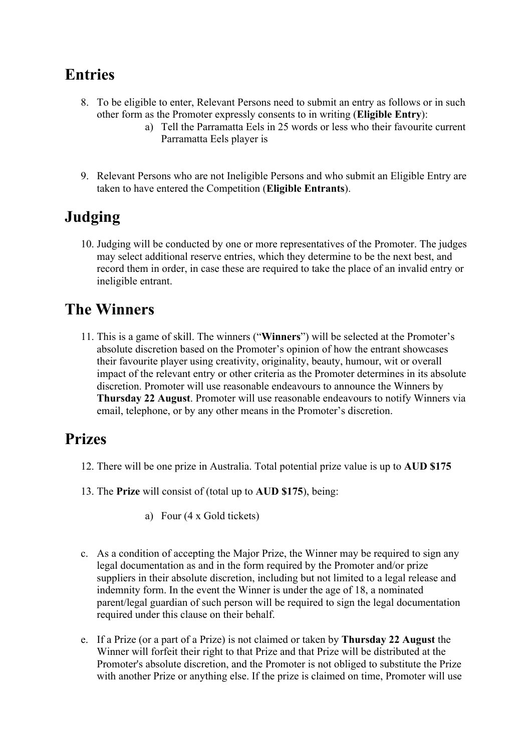## Entries

8. To be eligible to enter, Relevant Persons need to submit an entry as follows or in such other form as the Promoter expressly consents to in writing (**Eligible Entry**):
    a) Tell the Parramatta Eels in 25 words or less who their favourite current Parramatta Eels player is

9. Relevant Persons who are not Ineligible Persons and who submit an Eligible Entry are taken to have entered the Competition (**Eligible Entrants**).

## Judging

10. Judging will be conducted by one or more representatives of the Promoter. The judges may select additional reserve entries, which they determine to be the next best, and record them in order, in case these are required to take the place of an invalid entry or ineligible entrant.

## The Winners

11. This is a game of skill. The winners ("**Winners**") will be selected at the Promoter's absolute discretion based on the Promoter's opinion of how the entrant showcases their favourite player using creativity, originality, beauty, humour, wit or overall impact of the relevant entry or other criteria as the Promoter determines in its absolute discretion. Promoter will use reasonable endeavours to announce the Winners by **Thursday 22 August**. Promoter will use reasonable endeavours to notify Winners via email, telephone, or by any other means in the Promoter's discretion.

## Prizes

12. There will be one prize in Australia. Total potential prize value is up to **AUD $175**

13. The **Prize** will consist of (total up to **AUD $175**), being:

    a) Four (4 x Gold tickets)

c. As a condition of accepting the Major Prize, the Winner may be required to sign any legal documentation as and in the form required by the Promoter and/or prize suppliers in their absolute discretion, including but not limited to a legal release and indemnity form. In the event the Winner is under the age of 18, a nominated parent/legal guardian of such person will be required to sign the legal documentation required under this clause on their behalf.

e. If a Prize (or a part of a Prize) is not claimed or taken by **Thursday 22 August** the Winner will forfeit their right to that Prize and that Prize will be distributed at the Promoter's absolute discretion, and the Promoter is not obliged to substitute the Prize with another Prize or anything else. If the prize is claimed on time, Promoter will use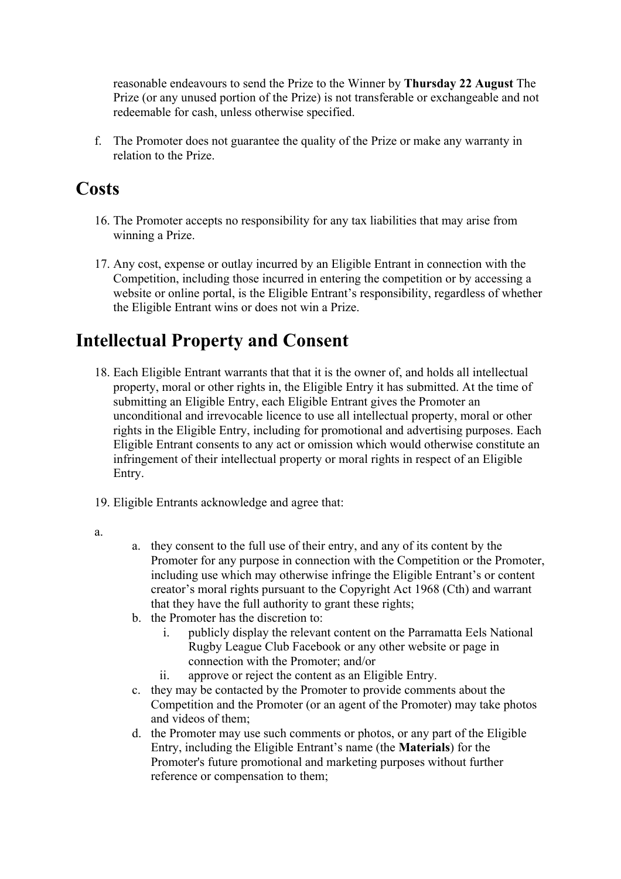reasonable endeavours to send the Prize to the Winner by **Thursday 22 August** The Prize (or any unused portion of the Prize) is not transferable or exchangeable and not redeemable for cash, unless otherwise specified.

f. The Promoter does not guarantee the quality of the Prize or make any warranty in relation to the Prize.

# Costs

16. The Promoter accepts no responsibility for any tax liabilities that may arise from winning a Prize.

17. Any cost, expense or outlay incurred by an Eligible Entrant in connection with the Competition, including those incurred in entering the competition or by accessing a website or online portal, is the Eligible Entrant's responsibility, regardless of whether the Eligible Entrant wins or does not win a Prize.

# Intellectual Property and Consent

18. Each Eligible Entrant warrants that that it is the owner of, and holds all intellectual property, moral or other rights in, the Eligible Entry it has submitted. At the time of submitting an Eligible Entry, each Eligible Entrant gives the Promoter an unconditional and irrevocable licence to use all intellectual property, moral or other rights in the Eligible Entry, including for promotional and advertising purposes. Each Eligible Entrant consents to any act or omission which would otherwise constitute an infringement of their intellectual property or moral rights in respect of an Eligible Entry.

19. Eligible Entrants acknowledge and agree that:

a.
    a. they consent to the full use of their entry, and any of its content by the Promoter for any purpose in connection with the Competition or the Promoter, including use which may otherwise infringe the Eligible Entrant's or content creator's moral rights pursuant to the Copyright Act 1968 (Cth) and warrant that they have the full authority to grant these rights;
    b. the Promoter has the discretion to:
        i. publicly display the relevant content on the Parramatta Eels National Rugby League Club Facebook or any other website or page in connection with the Promoter; and/or
        ii. approve or reject the content as an Eligible Entry.
    c. they may be contacted by the Promoter to provide comments about the Competition and the Promoter (or an agent of the Promoter) may take photos and videos of them;
    d. the Promoter may use such comments or photos, or any part of the Eligible Entry, including the Eligible Entrant's name (the **Materials**) for the Promoter's future promotional and marketing purposes without further reference or compensation to them;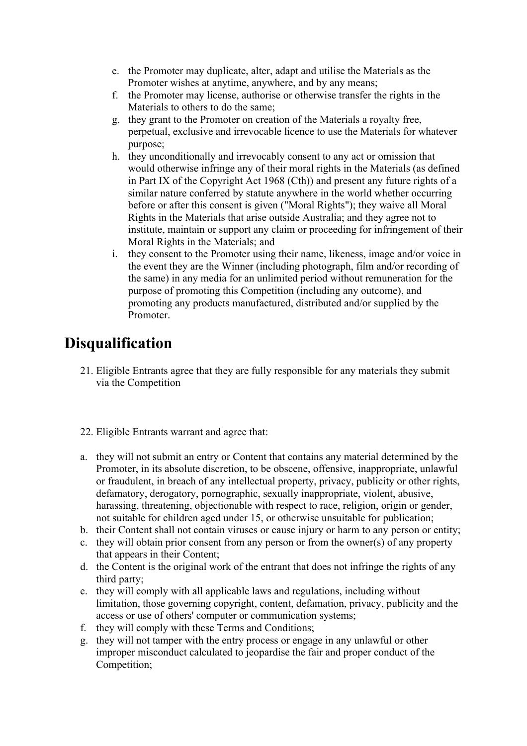e. the Promoter may duplicate, alter, adapt and utilise the Materials as the Promoter wishes at anytime, anywhere, and by any means;
f. the Promoter may license, authorise or otherwise transfer the rights in the Materials to others to do the same;
g. they grant to the Promoter on creation of the Materials a royalty free, perpetual, exclusive and irrevocable licence to use the Materials for whatever purpose;
h. they unconditionally and irrevocably consent to any act or omission that would otherwise infringe any of their moral rights in the Materials (as defined in Part IX of the Copyright Act 1968 (Cth)) and present any future rights of a similar nature conferred by statute anywhere in the world whether occurring before or after this consent is given ("Moral Rights"); they waive all Moral Rights in the Materials that arise outside Australia; and they agree not to institute, maintain or support any claim or proceeding for infringement of their Moral Rights in the Materials; and
i. they consent to the Promoter using their name, likeness, image and/or voice in the event they are the Winner (including photograph, film and/or recording of the same) in any media for an unlimited period without remuneration for the purpose of promoting this Competition (including any outcome), and promoting any products manufactured, distributed and/or supplied by the Promoter.

# Disqualification

21. Eligible Entrants agree that they are fully responsible for any materials they submit via the Competition

22. Eligible Entrants warrant and agree that:

a. they will not submit an entry or Content that contains any material determined by the Promoter, in its absolute discretion, to be obscene, offensive, inappropriate, unlawful or fraudulent, in breach of any intellectual property, privacy, publicity or other rights, defamatory, derogatory, pornographic, sexually inappropriate, violent, abusive, harassing, threatening, objectionable with respect to race, religion, origin or gender, not suitable for children aged under 15, or otherwise unsuitable for publication;
b. their Content shall not contain viruses or cause injury or harm to any person or entity;
c. they will obtain prior consent from any person or from the owner(s) of any property that appears in their Content;
d. the Content is the original work of the entrant that does not infringe the rights of any third party;
e. they will comply with all applicable laws and regulations, including without limitation, those governing copyright, content, defamation, privacy, publicity and the access or use of others' computer or communication systems;
f. they will comply with these Terms and Conditions;
g. they will not tamper with the entry process or engage in any unlawful or other improper misconduct calculated to jeopardise the fair and proper conduct of the Competition;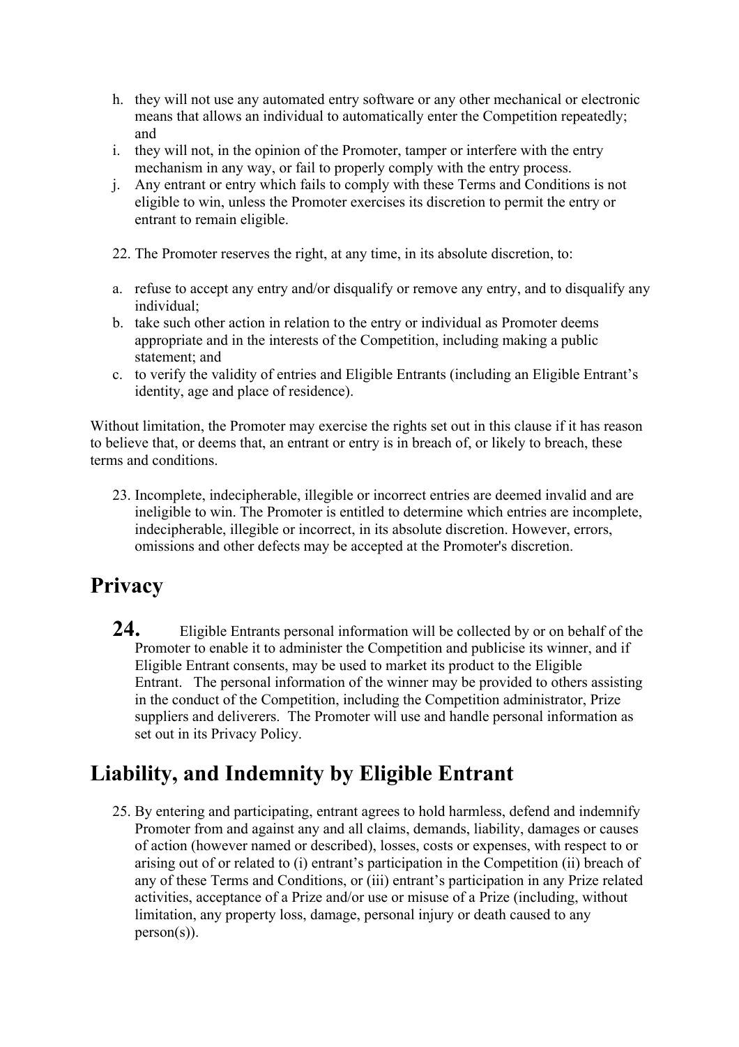h. they will not use any automated entry software or any other mechanical or electronic means that allows an individual to automatically enter the Competition repeatedly; and
i. they will not, in the opinion of the Promoter, tamper or interfere with the entry mechanism in any way, or fail to properly comply with the entry process.
j. Any entrant or entry which fails to comply with these Terms and Conditions is not eligible to win, unless the Promoter exercises its discretion to permit the entry or entrant to remain eligible.

22. The Promoter reserves the right, at any time, in its absolute discretion, to:

a. refuse to accept any entry and/or disqualify or remove any entry, and to disqualify any individual;
b. take such other action in relation to the entry or individual as Promoter deems appropriate and in the interests of the Competition, including making a public statement; and
c. to verify the validity of entries and Eligible Entrants (including an Eligible Entrant's identity, age and place of residence).

Without limitation, the Promoter may exercise the rights set out in this clause if it has reason to believe that, or deems that, an entrant or entry is in breach of, or likely to breach, these terms and conditions.

23. Incomplete, indecipherable, illegible or incorrect entries are deemed invalid and are ineligible to win. The Promoter is entitled to determine which entries are incomplete, indecipherable, illegible or incorrect, in its absolute discretion. However, errors, omissions and other defects may be accepted at the Promoter's discretion.

# Privacy

24. Eligible Entrants personal information will be collected by or on behalf of the Promoter to enable it to administer the Competition and publicise its winner, and if Eligible Entrant consents, may be used to market its product to the Eligible Entrant. The personal information of the winner may be provided to others assisting in the conduct of the Competition, including the Competition administrator, Prize suppliers and deliverers. The Promoter will use and handle personal information as set out in its Privacy Policy.

# Liability, and Indemnity by Eligible Entrant

25. By entering and participating, entrant agrees to hold harmless, defend and indemnify Promoter from and against any and all claims, demands, liability, damages or causes of action (however named or described), losses, costs or expenses, with respect to or arising out of or related to (i) entrant's participation in the Competition (ii) breach of any of these Terms and Conditions, or (iii) entrant's participation in any Prize related activities, acceptance of a Prize and/or use or misuse of a Prize (including, without limitation, any property loss, damage, personal injury or death caused to any person(s)).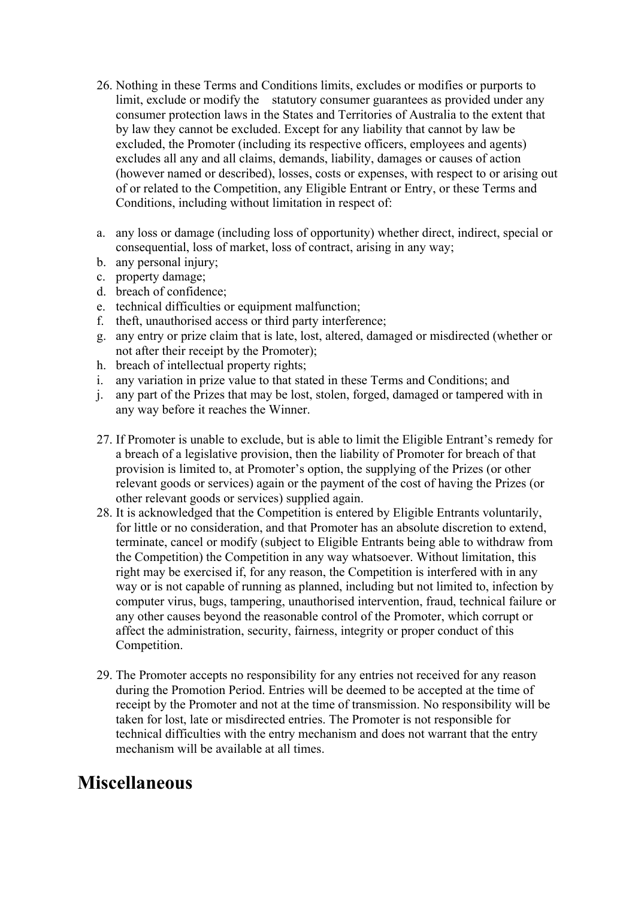26. Nothing in these Terms and Conditions limits, excludes or modifies or purports to limit, exclude or modify the statutory consumer guarantees as provided under any consumer protection laws in the States and Territories of Australia to the extent that by law they cannot be excluded. Except for any liability that cannot by law be excluded, the Promoter (including its respective officers, employees and agents) excludes all any and all claims, demands, liability, damages or causes of action (however named or described), losses, costs or expenses, with respect to or arising out of or related to the Competition, any Eligible Entrant or Entry, or these Terms and Conditions, including without limitation in respect of:

a. any loss or damage (including loss of opportunity) whether direct, indirect, special or consequential, loss of market, loss of contract, arising in any way;
b. any personal injury;
c. property damage;
d. breach of confidence;
e. technical difficulties or equipment malfunction;
f. theft, unauthorised access or third party interference;
g. any entry or prize claim that is late, lost, altered, damaged or misdirected (whether or not after their receipt by the Promoter);
h. breach of intellectual property rights;
i. any variation in prize value to that stated in these Terms and Conditions; and
j. any part of the Prizes that may be lost, stolen, forged, damaged or tampered with in any way before it reaches the Winner.

27. If Promoter is unable to exclude, but is able to limit the Eligible Entrant's remedy for a breach of a legislative provision, then the liability of Promoter for breach of that provision is limited to, at Promoter's option, the supplying of the Prizes (or other relevant goods or services) again or the payment of the cost of having the Prizes (or other relevant goods or services) supplied again.
28. It is acknowledged that the Competition is entered by Eligible Entrants voluntarily, for little or no consideration, and that Promoter has an absolute discretion to extend, terminate, cancel or modify (subject to Eligible Entrants being able to withdraw from the Competition) the Competition in any way whatsoever. Without limitation, this right may be exercised if, for any reason, the Competition is interfered with in any way or is not capable of running as planned, including but not limited to, infection by computer virus, bugs, tampering, unauthorised intervention, fraud, technical failure or any other causes beyond the reasonable control of the Promoter, which corrupt or affect the administration, security, fairness, integrity or proper conduct of this Competition.

29. The Promoter accepts no responsibility for any entries not received for any reason during the Promotion Period. Entries will be deemed to be accepted at the time of receipt by the Promoter and not at the time of transmission. No responsibility will be taken for lost, late or misdirected entries. The Promoter is not responsible for technical difficulties with the entry mechanism and does not warrant that the entry mechanism will be available at all times.

# Miscellaneous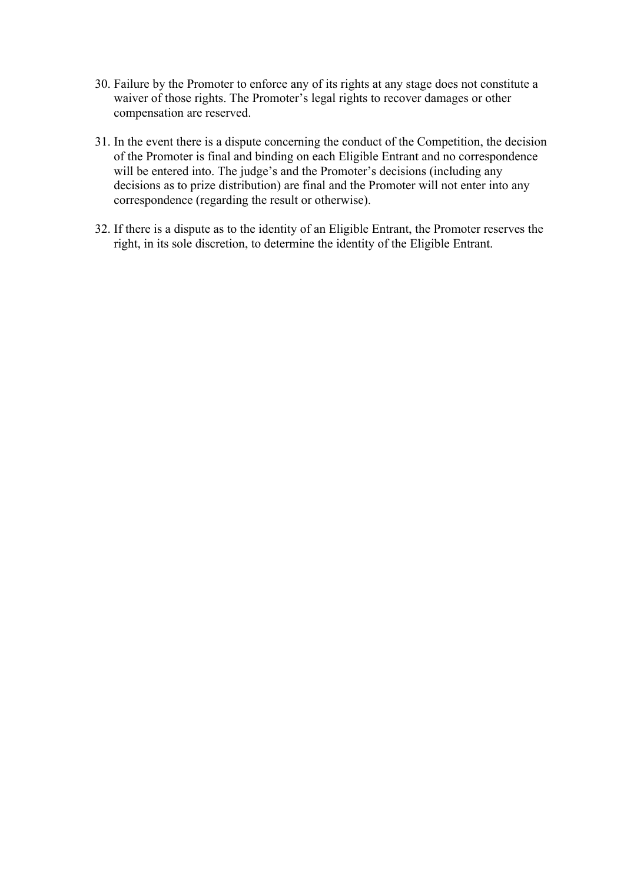30. Failure by the Promoter to enforce any of its rights at any stage does not constitute a waiver of those rights. The Promoter's legal rights to recover damages or other compensation are reserved.

31. In the event there is a dispute concerning the conduct of the Competition, the decision of the Promoter is final and binding on each Eligible Entrant and no correspondence will be entered into. The judge's and the Promoter's decisions (including any decisions as to prize distribution) are final and the Promoter will not enter into any correspondence (regarding the result or otherwise).

32. If there is a dispute as to the identity of an Eligible Entrant, the Promoter reserves the right, in its sole discretion, to determine the identity of the Eligible Entrant.